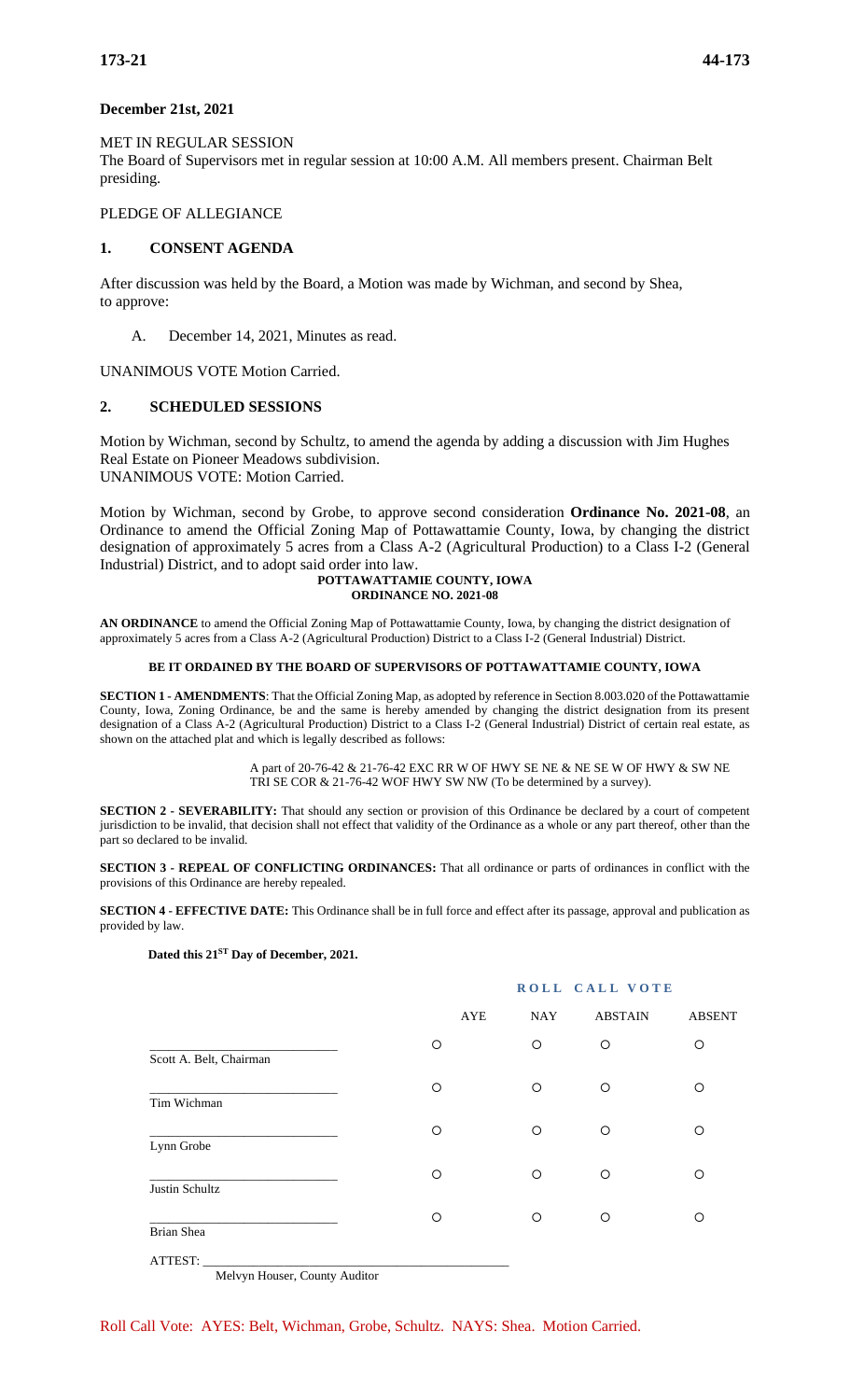**December 21st, 2021**

MET IN REGULAR SESSION

The Board of Supervisors met in regular session at 10:00 A.M. All members present. Chairman Belt presiding.

PLEDGE OF ALLEGIANCE

## 1. CONSENT AGENDA

After discussion was held by the Board, a Motion was made by Wichman, and second by Shea, to approve:

A. December 14, 2021, Minutes as read.

UNANIMOUS VOTE Motion Carried.

## 2. SCHEDULED SESSIONS

Motion by Wichman, second by Schultz, to amend the agenda by adding a discussion with Jim Hughes Real Estate on Pioneer Meadows subdivision.
UNANIMOUS VOTE: Motion Carried.

Motion by Wichman, second by Grobe, to approve second consideration **Ordinance No. 2021-08**, an Ordinance to amend the Official Zoning Map of Pottawattamie County, Iowa, by changing the district designation of approximately 5 acres from a Class A-2 (Agricultural Production) to a Class I-2 (General Industrial) District, and to adopt said order into law.

**POTTAWATTAMIE COUNTY, IOWA**
**ORDINANCE NO. 2021-08**

**AN ORDINANCE** to amend the Official Zoning Map of Pottawattamie County, Iowa, by changing the district designation of approximately 5 acres from a Class A-2 (Agricultural Production) District to a Class I-2 (General Industrial) District.

**BE IT ORDAINED BY THE BOARD OF SUPERVISORS OF POTTAWATTAMIE COUNTY, IOWA**

**SECTION 1 - AMENDMENTS**: That the Official Zoning Map, as adopted by reference in Section 8.003.020 of the Pottawattamie County, Iowa, Zoning Ordinance, be and the same is hereby amended by changing the district designation from its present designation of a Class A-2 (Agricultural Production) District to a Class I-2 (General Industrial) District of certain real estate, as shown on the attached plat and which is legally described as follows:

> A part of 20-76-42 & 21-76-42 EXC RR W OF HWY SE NE & NE SE W OF HWY & SW NE TRI SE COR & 21-76-42 WOF HWY SW NW (To be determined by a survey).

**SECTION 2 - SEVERABILITY:** That should any section or provision of this Ordinance be declared by a court of competent jurisdiction to be invalid, that decision shall not effect that validity of the Ordinance as a whole or any part thereof, other than the part so declared to be invalid.

**SECTION 3 - REPEAL OF CONFLICTING ORDINANCES:** That all ordinance or parts of ordinances in conflict with the provisions of this Ordinance are hereby repealed.

**SECTION 4 - EFFECTIVE DATE:** This Ordinance shall be in full force and effect after its passage, approval and publication as provided by law.

**Dated this 21ST Day of December, 2021.**

**ROLL CALL VOTE**

| | AYE | NAY | ABSTAIN | ABSENT |
|---|---|---|---|---|
| Scott A. Belt, Chairman | ○ | ○ | ○ | ○ |
| Tim Wichman | ○ | ○ | ○ | ○ |
| Lynn Grobe | ○ | ○ | ○ | ○ |
| Justin Schultz | ○ | ○ | ○ | ○ |
| Brian Shea | ○ | ○ | ○ | ○ |

ATTEST: ______________________________
Melvyn Houser, County Auditor

Roll Call Vote: AYES: Belt, Wichman, Grobe, Schultz. NAYS: Shea. Motion Carried.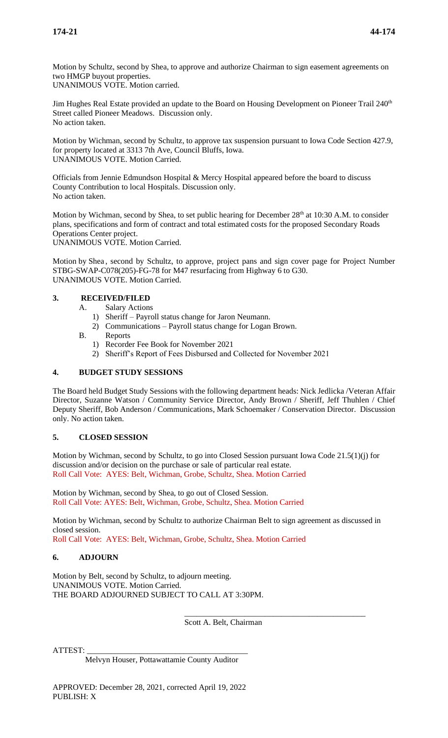Motion by Schultz, second by Shea, to approve and authorize Chairman to sign easement agreements on two HMGP buyout properties.
UNANIMOUS VOTE. Motion carried.

Jim Hughes Real Estate provided an update to the Board on Housing Development on Pioneer Trail 240th Street called Pioneer Meadows. Discussion only.
No action taken.

Motion by Wichman, second by Schultz, to approve tax suspension pursuant to Iowa Code Section 427.9, for property located at 3313 7th Ave, Council Bluffs, Iowa.
UNANIMOUS VOTE. Motion Carried.

Officials from Jennie Edmundson Hospital & Mercy Hospital appeared before the board to discuss County Contribution to local Hospitals. Discussion only.
No action taken.

Motion by Wichman, second by Shea, to set public hearing for December 28th at 10:30 A.M. to consider plans, specifications and form of contract and total estimated costs for the proposed Secondary Roads Operations Center project.
UNANIMOUS VOTE. Motion Carried.

Motion by Shea , second by Schultz, to approve, project pans and sign cover page for Project Number STBG-SWAP-C078(205)-FG-78 for M47 resurfacing from Highway 6 to G30.
UNANIMOUS VOTE. Motion Carried.

## 3. RECEIVED/FILED

A. Salary Actions
   1) Sheriff – Payroll status change for Jaron Neumann.
   2) Communications – Payroll status change for Logan Brown.

B. Reports
   1) Recorder Fee Book for November 2021
   2) Sheriff's Report of Fees Disbursed and Collected for November 2021

## 4. BUDGET STUDY SESSIONS

The Board held Budget Study Sessions with the following department heads: Nick Jedlicka /Veteran Affair Director, Suzanne Watson / Community Service Director, Andy Brown / Sheriff, Jeff Thuhlen / Chief Deputy Sheriff, Bob Anderson / Communications, Mark Schoemaker / Conservation Director. Discussion only. No action taken.

## 5. CLOSED SESSION

Motion by Wichman, second by Schultz, to go into Closed Session pursuant Iowa Code 21.5(1)(j) for discussion and/or decision on the purchase or sale of particular real estate.
Roll Call Vote: AYES: Belt, Wichman, Grobe, Schultz, Shea. Motion Carried

Motion by Wichman, second by Shea, to go out of Closed Session.
Roll Call Vote: AYES: Belt, Wichman, Grobe, Schultz, Shea. Motion Carried

Motion by Wichman, second by Schultz to authorize Chairman Belt to sign agreement as discussed in closed session.
Roll Call Vote: AYES: Belt, Wichman, Grobe, Schultz, Shea. Motion Carried

## 6. ADJOURN

Motion by Belt, second by Schultz, to adjourn meeting.
UNANIMOUS VOTE. Motion Carried.
THE BOARD ADJOURNED SUBJECT TO CALL AT 3:30PM.

_____________________________________________
Scott A. Belt, Chairman

ATTEST: _______________________________________
Melvyn Houser, Pottawattamie County Auditor

APPROVED: December 28, 2021, corrected April 19, 2022
PUBLISH: X